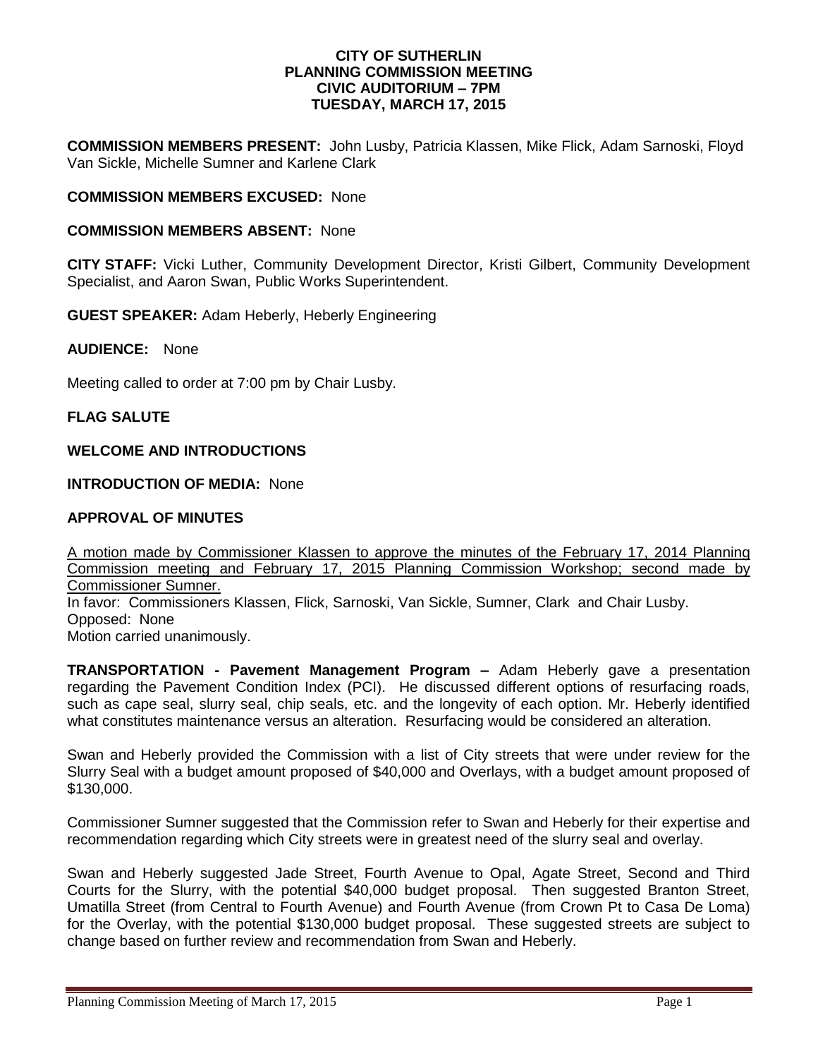**CITY OF SUTHERLIN**
**PLANNING COMMISSION MEETING**
**CIVIC AUDITORIUM – 7PM**
**TUESDAY, MARCH 17, 2015**

**COMMISSION MEMBERS PRESENT:** John Lusby, Patricia Klassen, Mike Flick, Adam Sarnoski, Floyd Van Sickle, Michelle Sumner and Karlene Clark

**COMMISSION MEMBERS EXCUSED:** None

**COMMISSION MEMBERS ABSENT:** None

**CITY STAFF:** Vicki Luther, Community Development Director, Kristi Gilbert, Community Development Specialist, and Aaron Swan, Public Works Superintendent.

**GUEST SPEAKER:** Adam Heberly, Heberly Engineering

**AUDIENCE:** None

Meeting called to order at 7:00 pm by Chair Lusby.

**FLAG SALUTE**

**WELCOME AND INTRODUCTIONS**

**INTRODUCTION OF MEDIA:** None

**APPROVAL OF MINUTES**

A motion made by Commissioner Klassen to approve the minutes of the February 17, 2014 Planning Commission meeting and February 17, 2015 Planning Commission Workshop; second made by Commissioner Sumner.
In favor: Commissioners Klassen, Flick, Sarnoski, Van Sickle, Sumner, Clark and Chair Lusby.
Opposed: None
Motion carried unanimously.

**TRANSPORTATION - Pavement Management Program –** Adam Heberly gave a presentation regarding the Pavement Condition Index (PCI). He discussed different options of resurfacing roads, such as cape seal, slurry seal, chip seals, etc. and the longevity of each option. Mr. Heberly identified what constitutes maintenance versus an alteration. Resurfacing would be considered an alteration.

Swan and Heberly provided the Commission with a list of City streets that were under review for the Slurry Seal with a budget amount proposed of $40,000 and Overlays, with a budget amount proposed of $130,000.

Commissioner Sumner suggested that the Commission refer to Swan and Heberly for their expertise and recommendation regarding which City streets were in greatest need of the slurry seal and overlay.

Swan and Heberly suggested Jade Street, Fourth Avenue to Opal, Agate Street, Second and Third Courts for the Slurry, with the potential $40,000 budget proposal. Then suggested Branton Street, Umatilla Street (from Central to Fourth Avenue) and Fourth Avenue (from Crown Pt to Casa De Loma) for the Overlay, with the potential $130,000 budget proposal. These suggested streets are subject to change based on further review and recommendation from Swan and Heberly.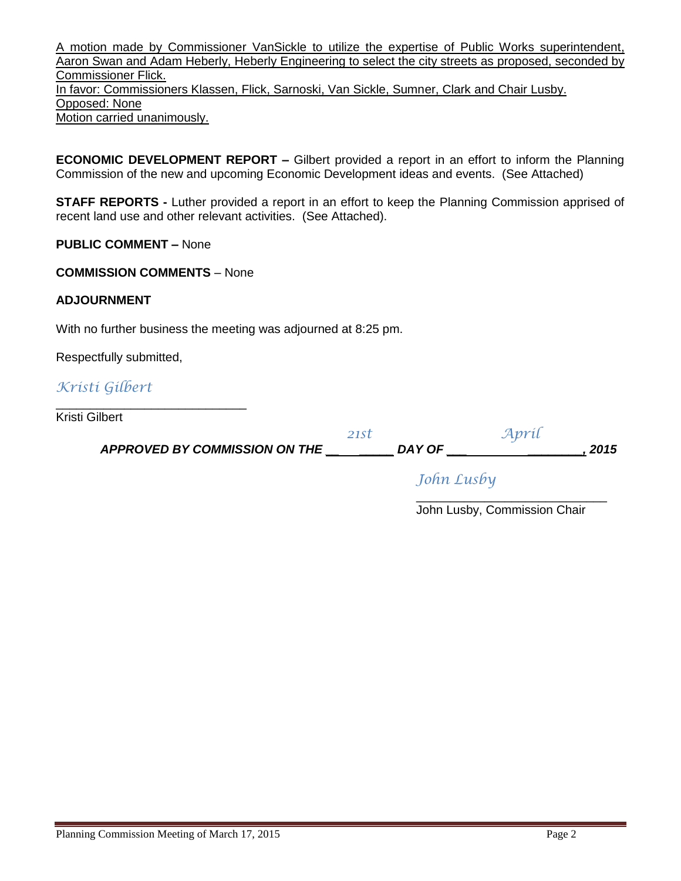A motion made by Commissioner VanSickle to utilize the expertise of Public Works superintendent, Aaron Swan and Adam Heberly, Heberly Engineering to select the city streets as proposed, seconded by Commissioner Flick.
In favor: Commissioners Klassen, Flick, Sarnoski, Van Sickle, Sumner, Clark and Chair Lusby.
Opposed: None
Motion carried unanimously.

**ECONOMIC DEVELOPMENT REPORT –** Gilbert provided a report in an effort to inform the Planning Commission of the new and upcoming Economic Development ideas and events. (See Attached)

**STAFF REPORTS -** Luther provided a report in an effort to keep the Planning Commission apprised of recent land use and other relevant activities. (See Attached).

**PUBLIC COMMENT –** None

**COMMISSION COMMENTS** – None

**ADJOURNMENT**

With no further business the meeting was adjourned at 8:25 pm.

Respectfully submitted,

*Kristi Gilbert*
___________________________
Kristi Gilbert

***APPROVED BY COMMISSION ON THE*** *21st* ***DAY OF*** *April* ***, 2015***

*John Lusby*
___________________________
John Lusby, Commission Chair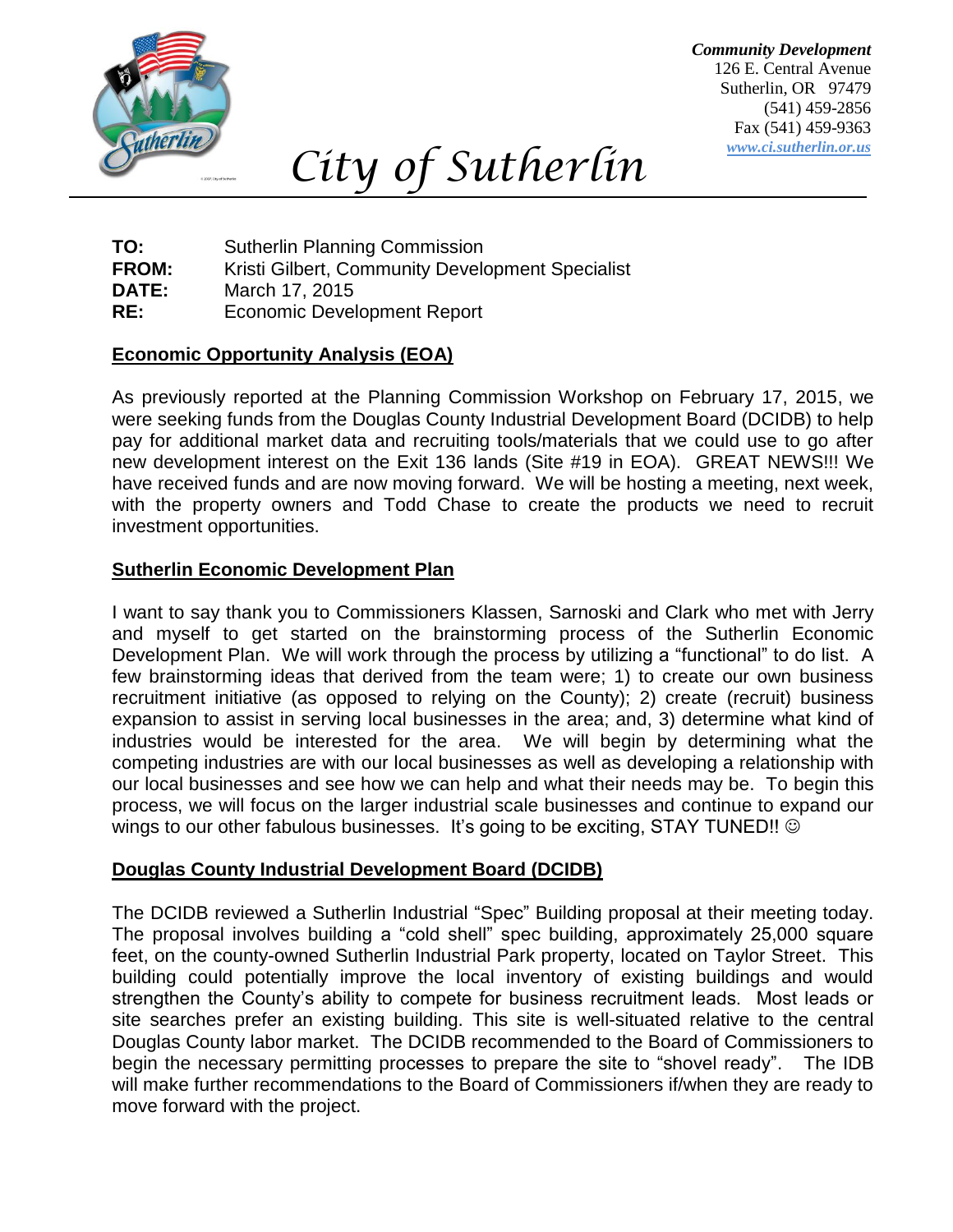*Community Development*
126 E. Central Avenue
Sutherlin, OR 97479
(541) 459-2856
Fax (541) 459-9363
*www.ci.sutherlin.or.us*

# *City of Sutherlin*

**TO:** Sutherlin Planning Commission
**FROM:** Kristi Gilbert, Community Development Specialist
**DATE:** March 17, 2015
**RE:** Economic Development Report

## Economic Opportunity Analysis (EOA)

As previously reported at the Planning Commission Workshop on February 17, 2015, we were seeking funds from the Douglas County Industrial Development Board (DCIDB) to help pay for additional market data and recruiting tools/materials that we could use to go after new development interest on the Exit 136 lands (Site #19 in EOA). GREAT NEWS!!! We have received funds and are now moving forward. We will be hosting a meeting, next week, with the property owners and Todd Chase to create the products we need to recruit investment opportunities.

## Sutherlin Economic Development Plan

I want to say thank you to Commissioners Klassen, Sarnoski and Clark who met with Jerry and myself to get started on the brainstorming process of the Sutherlin Economic Development Plan. We will work through the process by utilizing a "functional" to do list. A few brainstorming ideas that derived from the team were; 1) to create our own business recruitment initiative (as opposed to relying on the County); 2) create (recruit) business expansion to assist in serving local businesses in the area; and, 3) determine what kind of industries would be interested for the area. We will begin by determining what the competing industries are with our local businesses as well as developing a relationship with our local businesses and see how we can help and what their needs may be. To begin this process, we will focus on the larger industrial scale businesses and continue to expand our wings to our other fabulous businesses. It's going to be exciting, STAY TUNED!! ☺

## Douglas County Industrial Development Board (DCIDB)

The DCIDB reviewed a Sutherlin Industrial "Spec" Building proposal at their meeting today. The proposal involves building a "cold shell" spec building, approximately 25,000 square feet, on the county-owned Sutherlin Industrial Park property, located on Taylor Street. This building could potentially improve the local inventory of existing buildings and would strengthen the County's ability to compete for business recruitment leads. Most leads or site searches prefer an existing building. This site is well-situated relative to the central Douglas County labor market. The DCIDB recommended to the Board of Commissioners to begin the necessary permitting processes to prepare the site to "shovel ready". The IDB will make further recommendations to the Board of Commissioners if/when they are ready to move forward with the project.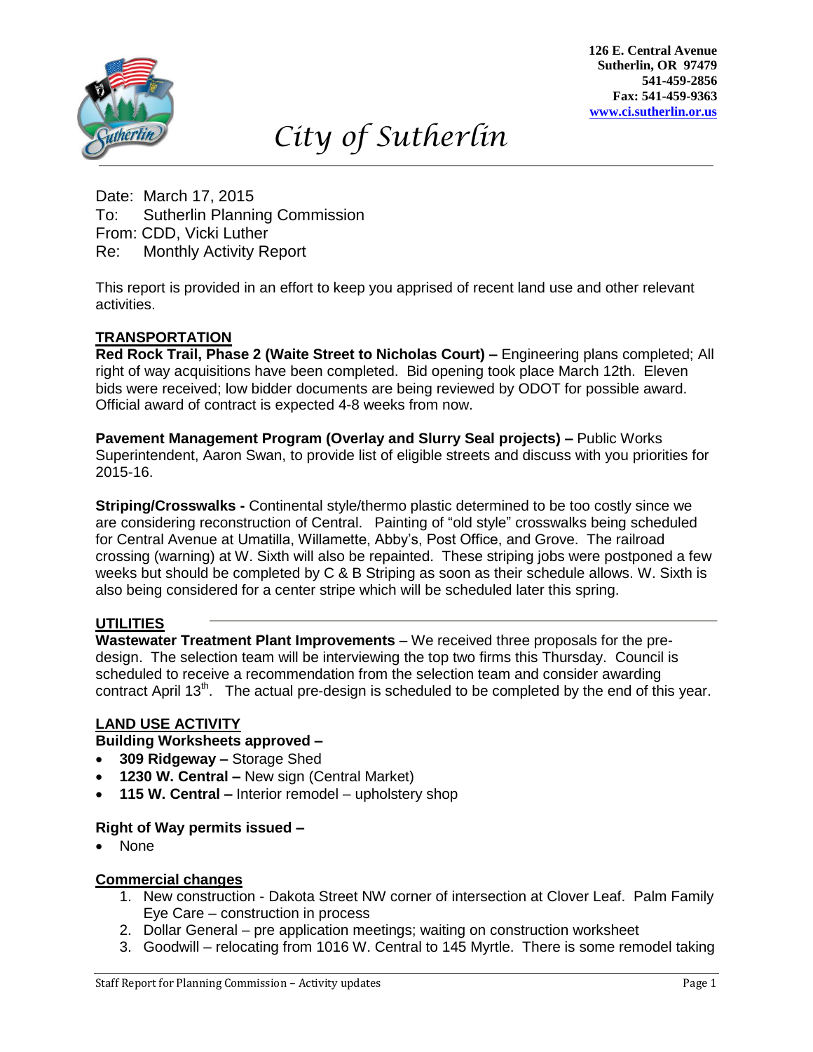126 E. Central Avenue
Sutherlin, OR 97479
541-459-2856
Fax: 541-459-9363
www.ci.sutherlin.or.us

# *City of Sutherlin*

Date: March 17, 2015
To: Sutherlin Planning Commission
From: CDD, Vicki Luther
Re: Monthly Activity Report

This report is provided in an effort to keep you apprised of recent land use and other relevant activities.

## TRANSPORTATION

**Red Rock Trail, Phase 2 (Waite Street to Nicholas Court) –** Engineering plans completed; All right of way acquisitions have been completed. Bid opening took place March 12th. Eleven bids were received; low bidder documents are being reviewed by ODOT for possible award. Official award of contract is expected 4-8 weeks from now.

**Pavement Management Program (Overlay and Slurry Seal projects) –** Public Works Superintendent, Aaron Swan, to provide list of eligible streets and discuss with you priorities for 2015-16.

**Striping/Crosswalks -** Continental style/thermo plastic determined to be too costly since we are considering reconstruction of Central. Painting of "old style" crosswalks being scheduled for Central Avenue at Umatilla, Willamette, Abby's, Post Office, and Grove. The railroad crossing (warning) at W. Sixth will also be repainted. These striping jobs were postponed a few weeks but should be completed by C & B Striping as soon as their schedule allows. W. Sixth is also being considered for a center stripe which will be scheduled later this spring.

## UTILITIES

**Wastewater Treatment Plant Improvements** – We received three proposals for the pre-design. The selection team will be interviewing the top two firms this Thursday. Council is scheduled to receive a recommendation from the selection team and consider awarding contract April 13th. The actual pre-design is scheduled to be completed by the end of this year.

## LAND USE ACTIVITY

**Building Worksheets approved –**

- **309 Ridgeway –** Storage Shed
- **1230 W. Central –** New sign (Central Market)
- **115 W. Central –** Interior remodel – upholstery shop

**Right of Way permits issued –**

- None

### Commercial changes

1. New construction - Dakota Street NW corner of intersection at Clover Leaf. Palm Family Eye Care – construction in process
2. Dollar General – pre application meetings; waiting on construction worksheet
3. Goodwill – relocating from 1016 W. Central to 145 Myrtle. There is some remodel taking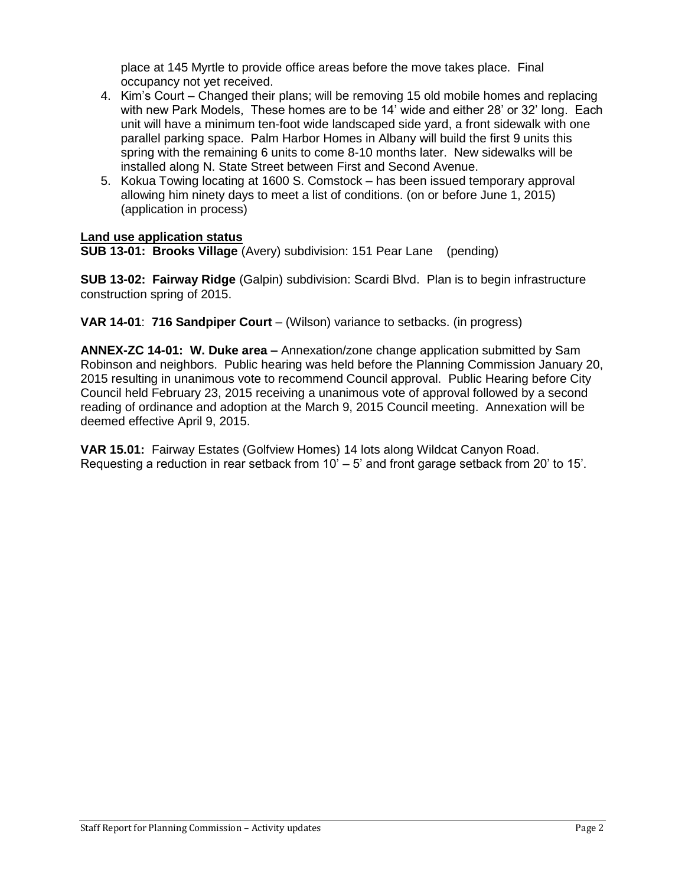place at 145 Myrtle to provide office areas before the move takes place. Final occupancy not yet received.

4. Kim's Court – Changed their plans; will be removing 15 old mobile homes and replacing with new Park Models, These homes are to be 14' wide and either 28' or 32' long. Each unit will have a minimum ten-foot wide landscaped side yard, a front sidewalk with one parallel parking space. Palm Harbor Homes in Albany will build the first 9 units this spring with the remaining 6 units to come 8-10 months later. New sidewalks will be installed along N. State Street between First and Second Avenue.
5. Kokua Towing locating at 1600 S. Comstock – has been issued temporary approval allowing him ninety days to meet a list of conditions. (on or before June 1, 2015) (application in process)

**Land use application status**

**SUB 13-01: Brooks Village** (Avery) subdivision: 151 Pear Lane (pending)

**SUB 13-02: Fairway Ridge** (Galpin) subdivision: Scardi Blvd. Plan is to begin infrastructure construction spring of 2015.

**VAR 14-01**: **716 Sandpiper Court** – (Wilson) variance to setbacks. (in progress)

**ANNEX-ZC 14-01: W. Duke area –** Annexation/zone change application submitted by Sam Robinson and neighbors. Public hearing was held before the Planning Commission January 20, 2015 resulting in unanimous vote to recommend Council approval. Public Hearing before City Council held February 23, 2015 receiving a unanimous vote of approval followed by a second reading of ordinance and adoption at the March 9, 2015 Council meeting. Annexation will be deemed effective April 9, 2015.

**VAR 15.01:** Fairway Estates (Golfview Homes) 14 lots along Wildcat Canyon Road. Requesting a reduction in rear setback from 10' – 5' and front garage setback from 20' to 15'.